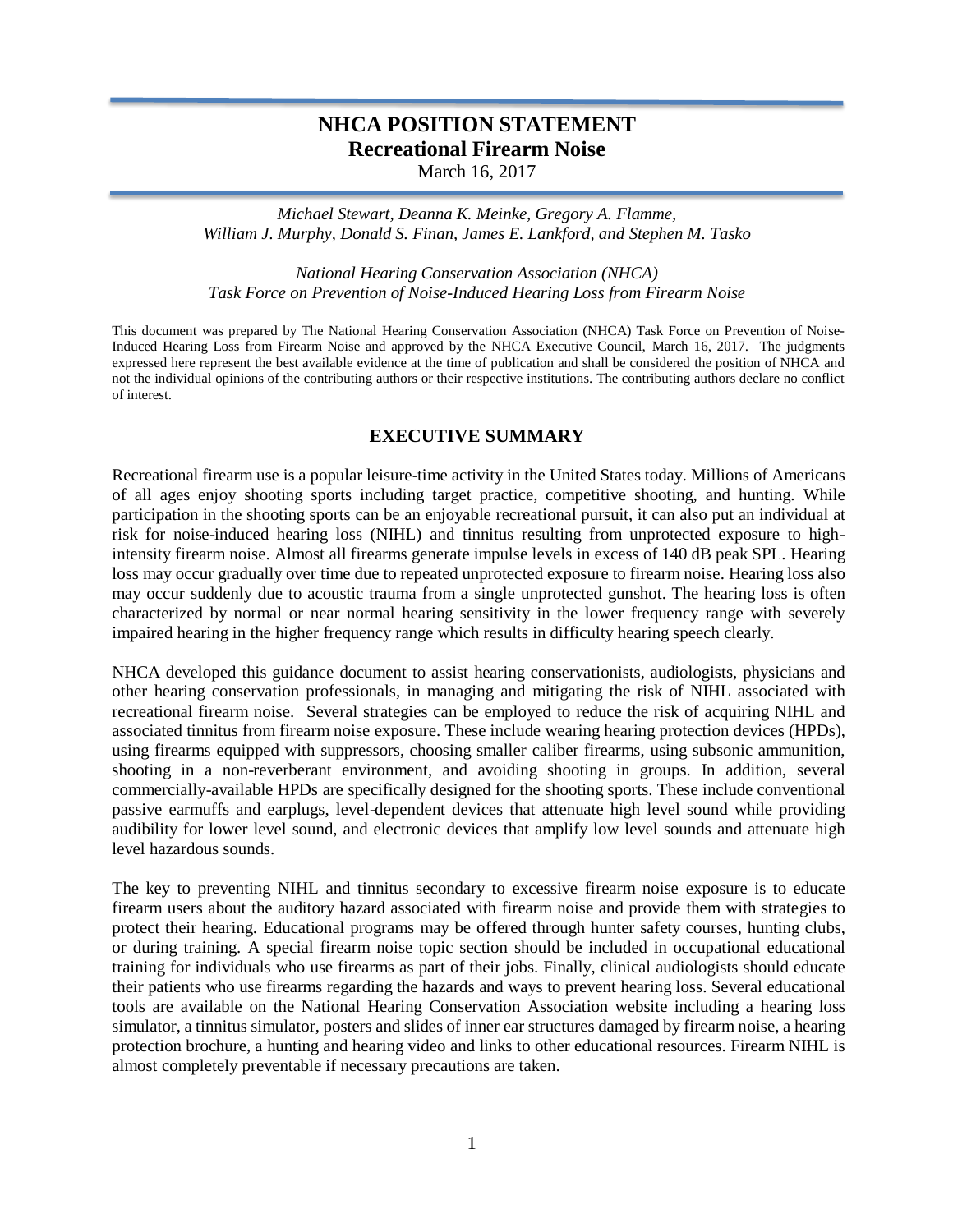# NHCA POSITION STATEMENT
## Recreational Firearm Noise

March 16, 2017

*Michael Stewart, Deanna K. Meinke, Gregory A. Flamme, William J. Murphy, Donald S. Finan, James E. Lankford, and Stephen M. Tasko*

*National Hearing Conservation Association (NHCA) Task Force on Prevention of Noise-Induced Hearing Loss from Firearm Noise*

This document was prepared by The National Hearing Conservation Association (NHCA) Task Force on Prevention of Noise-Induced Hearing Loss from Firearm Noise and approved by the NHCA Executive Council, March 16, 2017. The judgments expressed here represent the best available evidence at the time of publication and shall be considered the position of NHCA and not the individual opinions of the contributing authors or their respective institutions. The contributing authors declare no conflict of interest.

## EXECUTIVE SUMMARY

Recreational firearm use is a popular leisure-time activity in the United States today. Millions of Americans of all ages enjoy shooting sports including target practice, competitive shooting, and hunting. While participation in the shooting sports can be an enjoyable recreational pursuit, it can also put an individual at risk for noise-induced hearing loss (NIHL) and tinnitus resulting from unprotected exposure to high-intensity firearm noise. Almost all firearms generate impulse levels in excess of 140 dB peak SPL. Hearing loss may occur gradually over time due to repeated unprotected exposure to firearm noise. Hearing loss also may occur suddenly due to acoustic trauma from a single unprotected gunshot. The hearing loss is often characterized by normal or near normal hearing sensitivity in the lower frequency range with severely impaired hearing in the higher frequency range which results in difficulty hearing speech clearly.

NHCA developed this guidance document to assist hearing conservationists, audiologists, physicians and other hearing conservation professionals, in managing and mitigating the risk of NIHL associated with recreational firearm noise. Several strategies can be employed to reduce the risk of acquiring NIHL and associated tinnitus from firearm noise exposure. These include wearing hearing protection devices (HPDs), using firearms equipped with suppressors, choosing smaller caliber firearms, using subsonic ammunition, shooting in a non-reverberant environment, and avoiding shooting in groups. In addition, several commercially-available HPDs are specifically designed for the shooting sports. These include conventional passive earmuffs and earplugs, level-dependent devices that attenuate high level sound while providing audibility for lower level sound, and electronic devices that amplify low level sounds and attenuate high level hazardous sounds.

The key to preventing NIHL and tinnitus secondary to excessive firearm noise exposure is to educate firearm users about the auditory hazard associated with firearm noise and provide them with strategies to protect their hearing. Educational programs may be offered through hunter safety courses, hunting clubs, or during training. A special firearm noise topic section should be included in occupational educational training for individuals who use firearms as part of their jobs. Finally, clinical audiologists should educate their patients who use firearms regarding the hazards and ways to prevent hearing loss. Several educational tools are available on the National Hearing Conservation Association website including a hearing loss simulator, a tinnitus simulator, posters and slides of inner ear structures damaged by firearm noise, a hearing protection brochure, a hunting and hearing video and links to other educational resources. Firearm NIHL is almost completely preventable if necessary precautions are taken.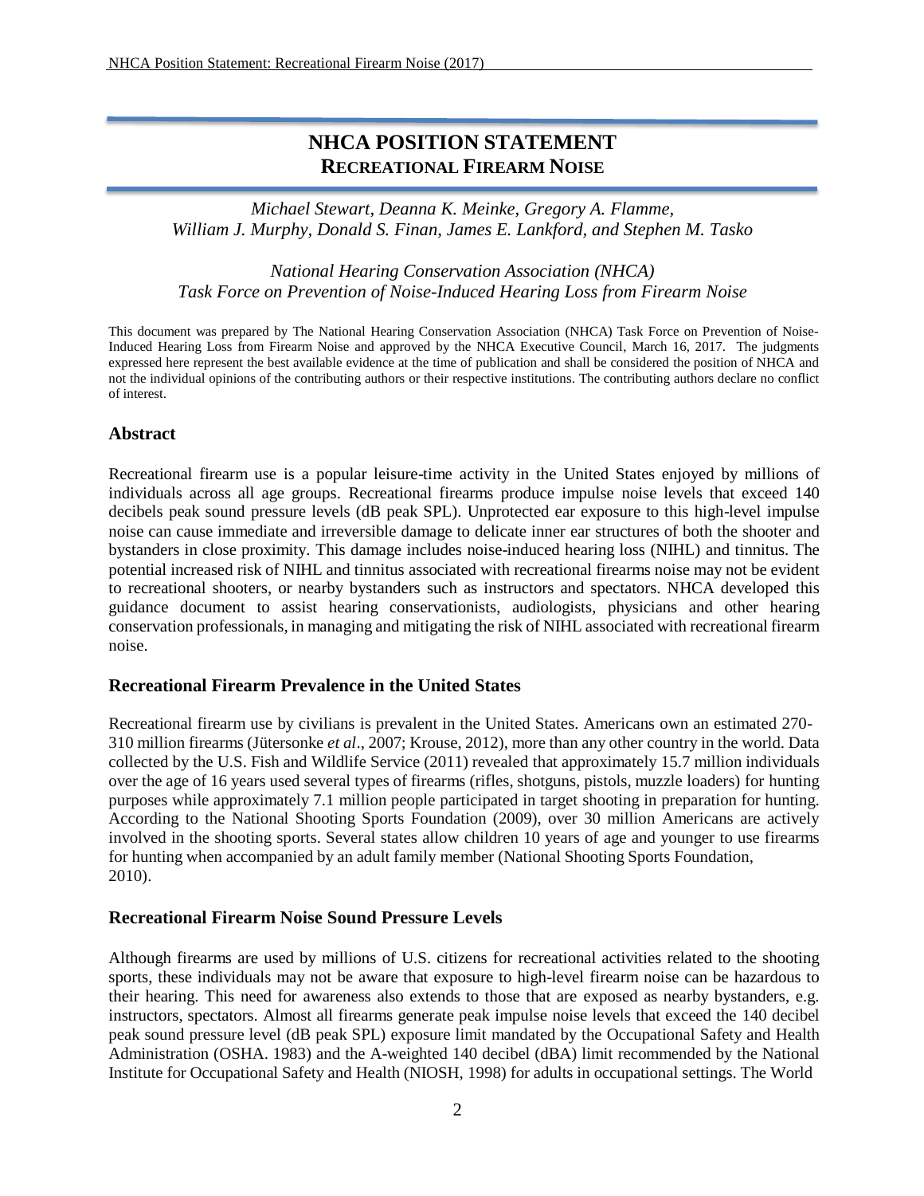# NHCA POSITION STATEMENT
## RECREATIONAL FIREARM NOISE

*Michael Stewart, Deanna K. Meinke, Gregory A. Flamme, William J. Murphy, Donald S. Finan, James E. Lankford, and Stephen M. Tasko*

*National Hearing Conservation Association (NHCA) Task Force on Prevention of Noise-Induced Hearing Loss from Firearm Noise*

This document was prepared by The National Hearing Conservation Association (NHCA) Task Force on Prevention of Noise-Induced Hearing Loss from Firearm Noise and approved by the NHCA Executive Council, March 16, 2017. The judgments expressed here represent the best available evidence at the time of publication and shall be considered the position of NHCA and not the individual opinions of the contributing authors or their respective institutions. The contributing authors declare no conflict of interest.

### Abstract

Recreational firearm use is a popular leisure-time activity in the United States enjoyed by millions of individuals across all age groups. Recreational firearms produce impulse noise levels that exceed 140 decibels peak sound pressure levels (dB peak SPL). Unprotected ear exposure to this high-level impulse noise can cause immediate and irreversible damage to delicate inner ear structures of both the shooter and bystanders in close proximity. This damage includes noise-induced hearing loss (NIHL) and tinnitus. The potential increased risk of NIHL and tinnitus associated with recreational firearms noise may not be evident to recreational shooters, or nearby bystanders such as instructors and spectators. NHCA developed this guidance document to assist hearing conservationists, audiologists, physicians and other hearing conservation professionals, in managing and mitigating the risk of NIHL associated with recreational firearm noise.

### Recreational Firearm Prevalence in the United States

Recreational firearm use by civilians is prevalent in the United States. Americans own an estimated 270-310 million firearms (Jütersonke *et al*., 2007; Krouse, 2012), more than any other country in the world. Data collected by the U.S. Fish and Wildlife Service (2011) revealed that approximately 15.7 million individuals over the age of 16 years used several types of firearms (rifles, shotguns, pistols, muzzle loaders) for hunting purposes while approximately 7.1 million people participated in target shooting in preparation for hunting. According to the National Shooting Sports Foundation (2009), over 30 million Americans are actively involved in the shooting sports. Several states allow children 10 years of age and younger to use firearms for hunting when accompanied by an adult family member (National Shooting Sports Foundation, 2010).

### Recreational Firearm Noise Sound Pressure Levels

Although firearms are used by millions of U.S. citizens for recreational activities related to the shooting sports, these individuals may not be aware that exposure to high-level firearm noise can be hazardous to their hearing. This need for awareness also extends to those that are exposed as nearby bystanders, e.g. instructors, spectators. Almost all firearms generate peak impulse noise levels that exceed the 140 decibel peak sound pressure level (dB peak SPL) exposure limit mandated by the Occupational Safety and Health Administration (OSHA. 1983) and the A-weighted 140 decibel (dBA) limit recommended by the National Institute for Occupational Safety and Health (NIOSH, 1998) for adults in occupational settings. The World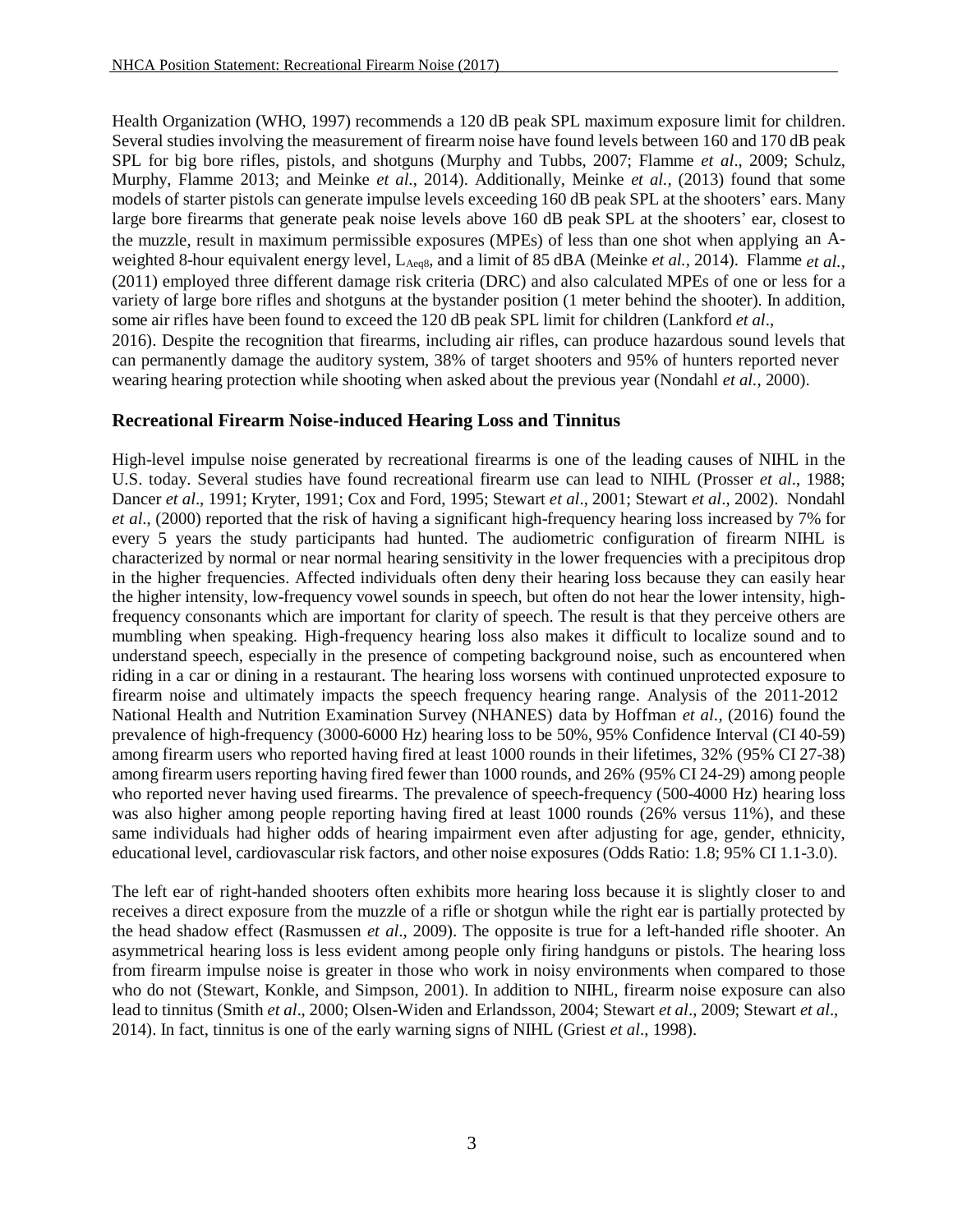Health Organization (WHO, 1997) recommends a 120 dB peak SPL maximum exposure limit for children. Several studies involving the measurement of firearm noise have found levels between 160 and 170 dB peak SPL for big bore rifles, pistols, and shotguns (Murphy and Tubbs, 2007; Flamme *et al*., 2009; Schulz, Murphy, Flamme 2013; and Meinke *et al*., 2014). Additionally, Meinke *et al.,* (2013) found that some models of starter pistols can generate impulse levels exceeding 160 dB peak SPL at the shooters' ears. Many large bore firearms that generate peak noise levels above 160 dB peak SPL at the shooters' ear, closest to the muzzle, result in maximum permissible exposures (MPEs) of less than one shot when applying an A-weighted 8-hour equivalent energy level, $L_{Aeq8}$, and a limit of 85 dBA (Meinke *et al.,* 2014). Flamme *et al.*, (2011) employed three different damage risk criteria (DRC) and also calculated MPEs of one or less for a variety of large bore rifles and shotguns at the bystander position (1 meter behind the shooter). In addition, some air rifles have been found to exceed the 120 dB peak SPL limit for children (Lankford *et al*., 2016). Despite the recognition that firearms, including air rifles, can produce hazardous sound levels that can permanently damage the auditory system, 38% of target shooters and 95% of hunters reported never wearing hearing protection while shooting when asked about the previous year (Nondahl *et al.*, 2000).

## Recreational Firearm Noise-induced Hearing Loss and Tinnitus

High-level impulse noise generated by recreational firearms is one of the leading causes of NIHL in the U.S. today. Several studies have found recreational firearm use can lead to NIHL (Prosser *et al*., 1988; Dancer *et al*., 1991; Kryter, 1991; Cox and Ford, 1995; Stewart *et al*., 2001; Stewart *et al*., 2002). Nondahl *et al*., (2000) reported that the risk of having a significant high-frequency hearing loss increased by 7% for every 5 years the study participants had hunted. The audiometric configuration of firearm NIHL is characterized by normal or near normal hearing sensitivity in the lower frequencies with a precipitous drop in the higher frequencies. Affected individuals often deny their hearing loss because they can easily hear the higher intensity, low-frequency vowel sounds in speech, but often do not hear the lower intensity, high-frequency consonants which are important for clarity of speech. The result is that they perceive others are mumbling when speaking. High-frequency hearing loss also makes it difficult to localize sound and to understand speech, especially in the presence of competing background noise, such as encountered when riding in a car or dining in a restaurant. The hearing loss worsens with continued unprotected exposure to firearm noise and ultimately impacts the speech frequency hearing range. Analysis of the 2011-2012 National Health and Nutrition Examination Survey (NHANES) data by Hoffman *et al.,* (2016) found the prevalence of high-frequency (3000-6000 Hz) hearing loss to be 50%, 95% Confidence Interval (CI 40-59) among firearm users who reported having fired at least 1000 rounds in their lifetimes, 32% (95% CI 27-38) among firearm users reporting having fired fewer than 1000 rounds, and 26% (95% CI 24-29) among people who reported never having used firearms. The prevalence of speech-frequency (500-4000 Hz) hearing loss was also higher among people reporting having fired at least 1000 rounds (26% versus 11%), and these same individuals had higher odds of hearing impairment even after adjusting for age, gender, ethnicity, educational level, cardiovascular risk factors, and other noise exposures (Odds Ratio: 1.8; 95% CI 1.1-3.0).

The left ear of right-handed shooters often exhibits more hearing loss because it is slightly closer to and receives a direct exposure from the muzzle of a rifle or shotgun while the right ear is partially protected by the head shadow effect (Rasmussen *et al*., 2009). The opposite is true for a left-handed rifle shooter. An asymmetrical hearing loss is less evident among people only firing handguns or pistols. The hearing loss from firearm impulse noise is greater in those who work in noisy environments when compared to those who do not (Stewart, Konkle, and Simpson, 2001). In addition to NIHL, firearm noise exposure can also lead to tinnitus (Smith *et al*., 2000; Olsen-Widen and Erlandsson, 2004; Stewart *et al*., 2009; Stewart *et al*., 2014). In fact, tinnitus is one of the early warning signs of NIHL (Griest *et al*., 1998).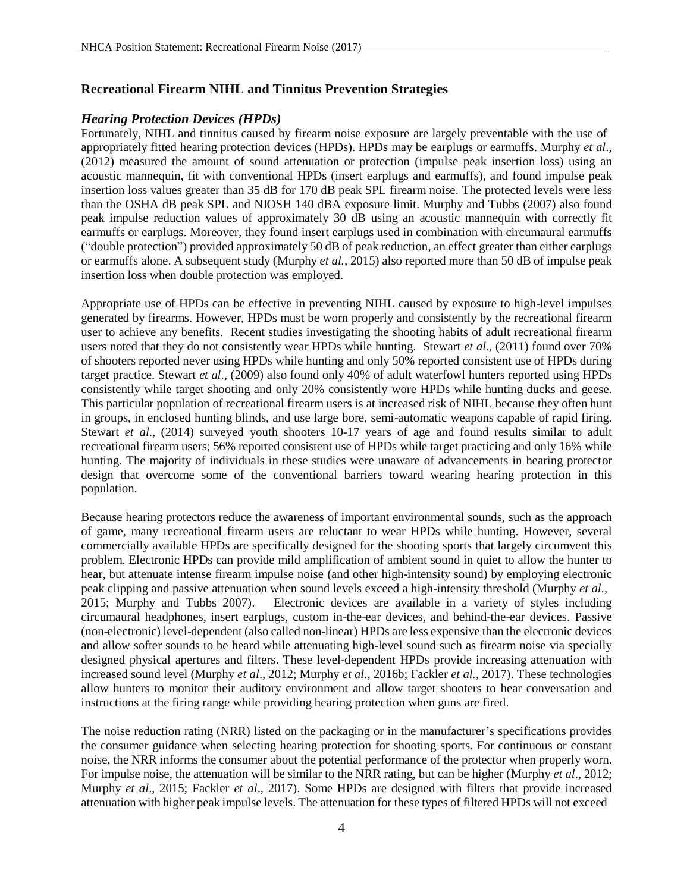## Recreational Firearm NIHL and Tinnitus Prevention Strategies

### *Hearing Protection Devices (HPDs)*

Fortunately, NIHL and tinnitus caused by firearm noise exposure are largely preventable with the use of appropriately fitted hearing protection devices (HPDs). HPDs may be earplugs or earmuffs. Murphy *et al*., (2012) measured the amount of sound attenuation or protection (impulse peak insertion loss) using an acoustic mannequin, fit with conventional HPDs (insert earplugs and earmuffs), and found impulse peak insertion loss values greater than 35 dB for 170 dB peak SPL firearm noise. The protected levels were less than the OSHA dB peak SPL and NIOSH 140 dBA exposure limit. Murphy and Tubbs (2007) also found peak impulse reduction values of approximately 30 dB using an acoustic mannequin with correctly fit earmuffs or earplugs. Moreover, they found insert earplugs used in combination with circumaural earmuffs ("double protection") provided approximately 50 dB of peak reduction, an effect greater than either earplugs or earmuffs alone. A subsequent study (Murphy *et al.,* 2015) also reported more than 50 dB of impulse peak insertion loss when double protection was employed.

Appropriate use of HPDs can be effective in preventing NIHL caused by exposure to high-level impulses generated by firearms. However, HPDs must be worn properly and consistently by the recreational firearm user to achieve any benefits. Recent studies investigating the shooting habits of adult recreational firearm users noted that they do not consistently wear HPDs while hunting. Stewart *et al.,* (2011) found over 70% of shooters reported never using HPDs while hunting and only 50% reported consistent use of HPDs during target practice. Stewart *et al*., (2009) also found only 40% of adult waterfowl hunters reported using HPDs consistently while target shooting and only 20% consistently wore HPDs while hunting ducks and geese. This particular population of recreational firearm users is at increased risk of NIHL because they often hunt in groups, in enclosed hunting blinds, and use large bore, semi-automatic weapons capable of rapid firing. Stewart *et al*., (2014) surveyed youth shooters 10-17 years of age and found results similar to adult recreational firearm users; 56% reported consistent use of HPDs while target practicing and only 16% while hunting. The majority of individuals in these studies were unaware of advancements in hearing protector design that overcome some of the conventional barriers toward wearing hearing protection in this population.

Because hearing protectors reduce the awareness of important environmental sounds, such as the approach of game, many recreational firearm users are reluctant to wear HPDs while hunting. However, several commercially available HPDs are specifically designed for the shooting sports that largely circumvent this problem. Electronic HPDs can provide mild amplification of ambient sound in quiet to allow the hunter to hear, but attenuate intense firearm impulse noise (and other high-intensity sound) by employing electronic peak clipping and passive attenuation when sound levels exceed a high-intensity threshold (Murphy *et al.,* 2015; Murphy and Tubbs 2007). Electronic devices are available in a variety of styles including circumaural headphones, insert earplugs, custom in-the-ear devices, and behind-the-ear devices. Passive (non-electronic) level-dependent (also called non-linear) HPDs are less expensive than the electronic devices and allow softer sounds to be heard while attenuating high-level sound such as firearm noise via specially designed physical apertures and filters. These level-dependent HPDs provide increasing attenuation with increased sound level (Murphy *et al*., 2012; Murphy *et al.,* 2016b; Fackler *et al.,* 2017). These technologies allow hunters to monitor their auditory environment and allow target shooters to hear conversation and instructions at the firing range while providing hearing protection when guns are fired.

The noise reduction rating (NRR) listed on the packaging or in the manufacturer's specifications provides the consumer guidance when selecting hearing protection for shooting sports. For continuous or constant noise, the NRR informs the consumer about the potential performance of the protector when properly worn. For impulse noise, the attenuation will be similar to the NRR rating, but can be higher (Murphy *et al*., 2012; Murphy *et al*., 2015; Fackler *et al*., 2017). Some HPDs are designed with filters that provide increased attenuation with higher peak impulse levels. The attenuation for these types of filtered HPDs will not exceed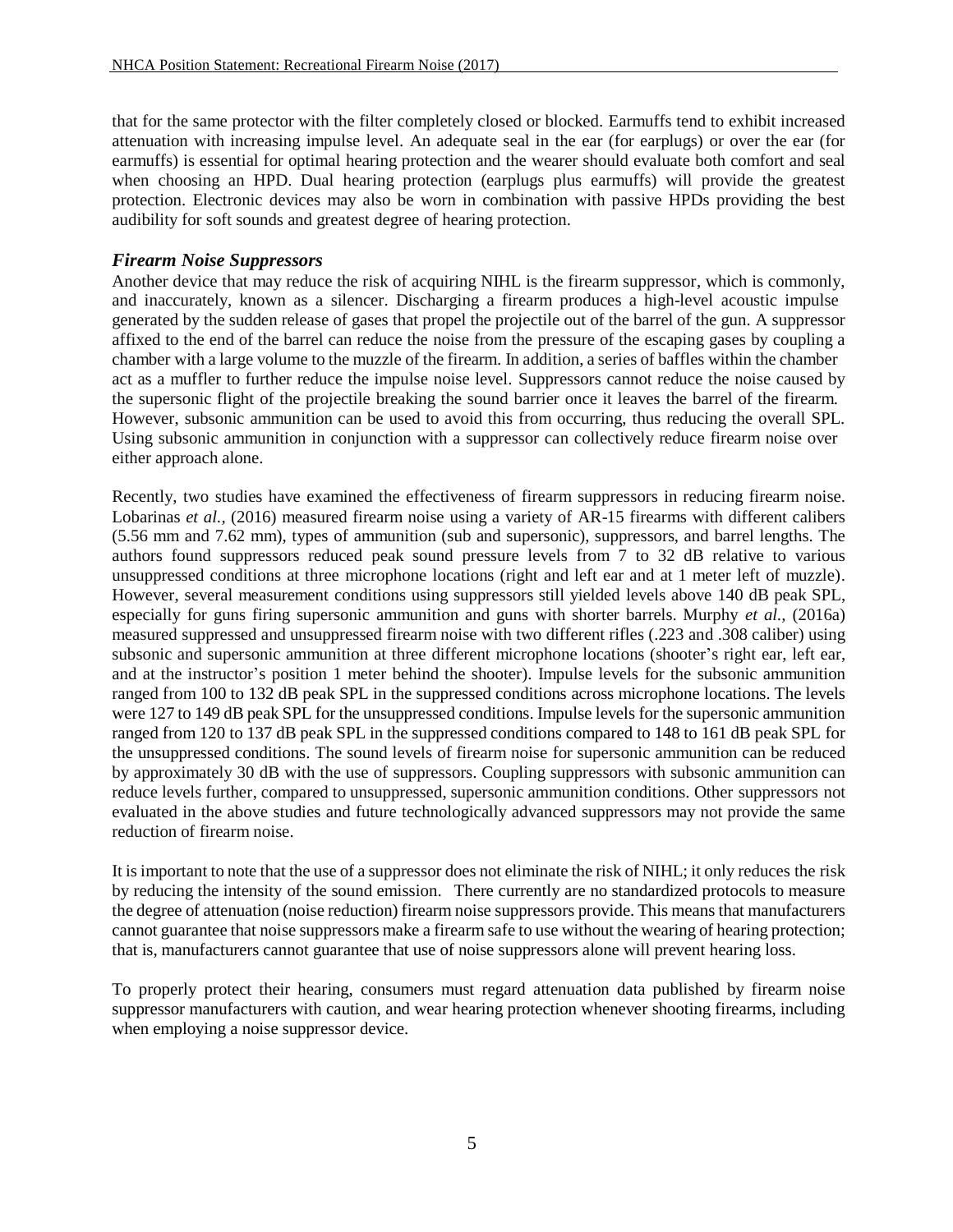that for the same protector with the filter completely closed or blocked. Earmuffs tend to exhibit increased attenuation with increasing impulse level. An adequate seal in the ear (for earplugs) or over the ear (for earmuffs) is essential for optimal hearing protection and the wearer should evaluate both comfort and seal when choosing an HPD. Dual hearing protection (earplugs plus earmuffs) will provide the greatest protection. Electronic devices may also be worn in combination with passive HPDs providing the best audibility for soft sounds and greatest degree of hearing protection.

### *Firearm Noise Suppressors*

Another device that may reduce the risk of acquiring NIHL is the firearm suppressor, which is commonly, and inaccurately, known as a silencer. Discharging a firearm produces a high-level acoustic impulse generated by the sudden release of gases that propel the projectile out of the barrel of the gun. A suppressor affixed to the end of the barrel can reduce the noise from the pressure of the escaping gases by coupling a chamber with a large volume to the muzzle of the firearm. In addition, a series of baffles within the chamber act as a muffler to further reduce the impulse noise level. Suppressors cannot reduce the noise caused by the supersonic flight of the projectile breaking the sound barrier once it leaves the barrel of the firearm. However, subsonic ammunition can be used to avoid this from occurring, thus reducing the overall SPL. Using subsonic ammunition in conjunction with a suppressor can collectively reduce firearm noise over either approach alone.

Recently, two studies have examined the effectiveness of firearm suppressors in reducing firearm noise. Lobarinas *et al.,* (2016) measured firearm noise using a variety of AR-15 firearms with different calibers (5.56 mm and 7.62 mm), types of ammunition (sub and supersonic), suppressors, and barrel lengths. The authors found suppressors reduced peak sound pressure levels from 7 to 32 dB relative to various unsuppressed conditions at three microphone locations (right and left ear and at 1 meter left of muzzle). However, several measurement conditions using suppressors still yielded levels above 140 dB peak SPL, especially for guns firing supersonic ammunition and guns with shorter barrels. Murphy *et al.,* (2016a) measured suppressed and unsuppressed firearm noise with two different rifles (.223 and .308 caliber) using subsonic and supersonic ammunition at three different microphone locations (shooter's right ear, left ear, and at the instructor's position 1 meter behind the shooter). Impulse levels for the subsonic ammunition ranged from 100 to 132 dB peak SPL in the suppressed conditions across microphone locations. The levels were 127 to 149 dB peak SPL for the unsuppressed conditions. Impulse levels for the supersonic ammunition ranged from 120 to 137 dB peak SPL in the suppressed conditions compared to 148 to 161 dB peak SPL for the unsuppressed conditions. The sound levels of firearm noise for supersonic ammunition can be reduced by approximately 30 dB with the use of suppressors. Coupling suppressors with subsonic ammunition can reduce levels further, compared to unsuppressed, supersonic ammunition conditions. Other suppressors not evaluated in the above studies and future technologically advanced suppressors may not provide the same reduction of firearm noise.

It is important to note that the use of a suppressor does not eliminate the risk of NIHL; it only reduces the risk by reducing the intensity of the sound emission. There currently are no standardized protocols to measure the degree of attenuation (noise reduction) firearm noise suppressors provide. This means that manufacturers cannot guarantee that noise suppressors make a firearm safe to use without the wearing of hearing protection; that is, manufacturers cannot guarantee that use of noise suppressors alone will prevent hearing loss.

To properly protect their hearing, consumers must regard attenuation data published by firearm noise suppressor manufacturers with caution, and wear hearing protection whenever shooting firearms, including when employing a noise suppressor device.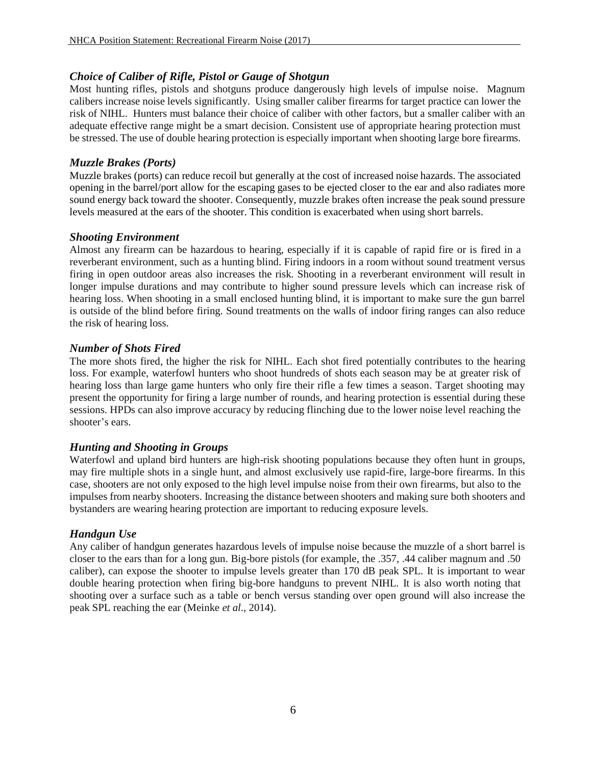### *Choice of Caliber of Rifle, Pistol or Gauge of Shotgun*

Most hunting rifles, pistols and shotguns produce dangerously high levels of impulse noise. Magnum calibers increase noise levels significantly. Using smaller caliber firearms for target practice can lower the risk of NIHL. Hunters must balance their choice of caliber with other factors, but a smaller caliber with an adequate effective range might be a smart decision. Consistent use of appropriate hearing protection must be stressed. The use of double hearing protection is especially important when shooting large bore firearms.

### *Muzzle Brakes (Ports)*

Muzzle brakes (ports) can reduce recoil but generally at the cost of increased noise hazards. The associated opening in the barrel/port allow for the escaping gases to be ejected closer to the ear and also radiates more sound energy back toward the shooter. Consequently, muzzle brakes often increase the peak sound pressure levels measured at the ears of the shooter. This condition is exacerbated when using short barrels.

### *Shooting Environment*

Almost any firearm can be hazardous to hearing, especially if it is capable of rapid fire or is fired in a reverberant environment, such as a hunting blind. Firing indoors in a room without sound treatment versus firing in open outdoor areas also increases the risk. Shooting in a reverberant environment will result in longer impulse durations and may contribute to higher sound pressure levels which can increase risk of hearing loss. When shooting in a small enclosed hunting blind, it is important to make sure the gun barrel is outside of the blind before firing. Sound treatments on the walls of indoor firing ranges can also reduce the risk of hearing loss.

### *Number of Shots Fired*

The more shots fired, the higher the risk for NIHL. Each shot fired potentially contributes to the hearing loss. For example, waterfowl hunters who shoot hundreds of shots each season may be at greater risk of hearing loss than large game hunters who only fire their rifle a few times a season. Target shooting may present the opportunity for firing a large number of rounds, and hearing protection is essential during these sessions. HPDs can also improve accuracy by reducing flinching due to the lower noise level reaching the shooter's ears.

### *Hunting and Shooting in Groups*

Waterfowl and upland bird hunters are high-risk shooting populations because they often hunt in groups, may fire multiple shots in a single hunt, and almost exclusively use rapid-fire, large-bore firearms. In this case, shooters are not only exposed to the high level impulse noise from their own firearms, but also to the impulses from nearby shooters. Increasing the distance between shooters and making sure both shooters and bystanders are wearing hearing protection are important to reducing exposure levels.

### *Handgun Use*

Any caliber of handgun generates hazardous levels of impulse noise because the muzzle of a short barrel is closer to the ears than for a long gun. Big-bore pistols (for example, the .357, .44 caliber magnum and .50 caliber), can expose the shooter to impulse levels greater than 170 dB peak SPL. It is important to wear double hearing protection when firing big-bore handguns to prevent NIHL. It is also worth noting that shooting over a surface such as a table or bench versus standing over open ground will also increase the peak SPL reaching the ear (Meinke *et al*., 2014).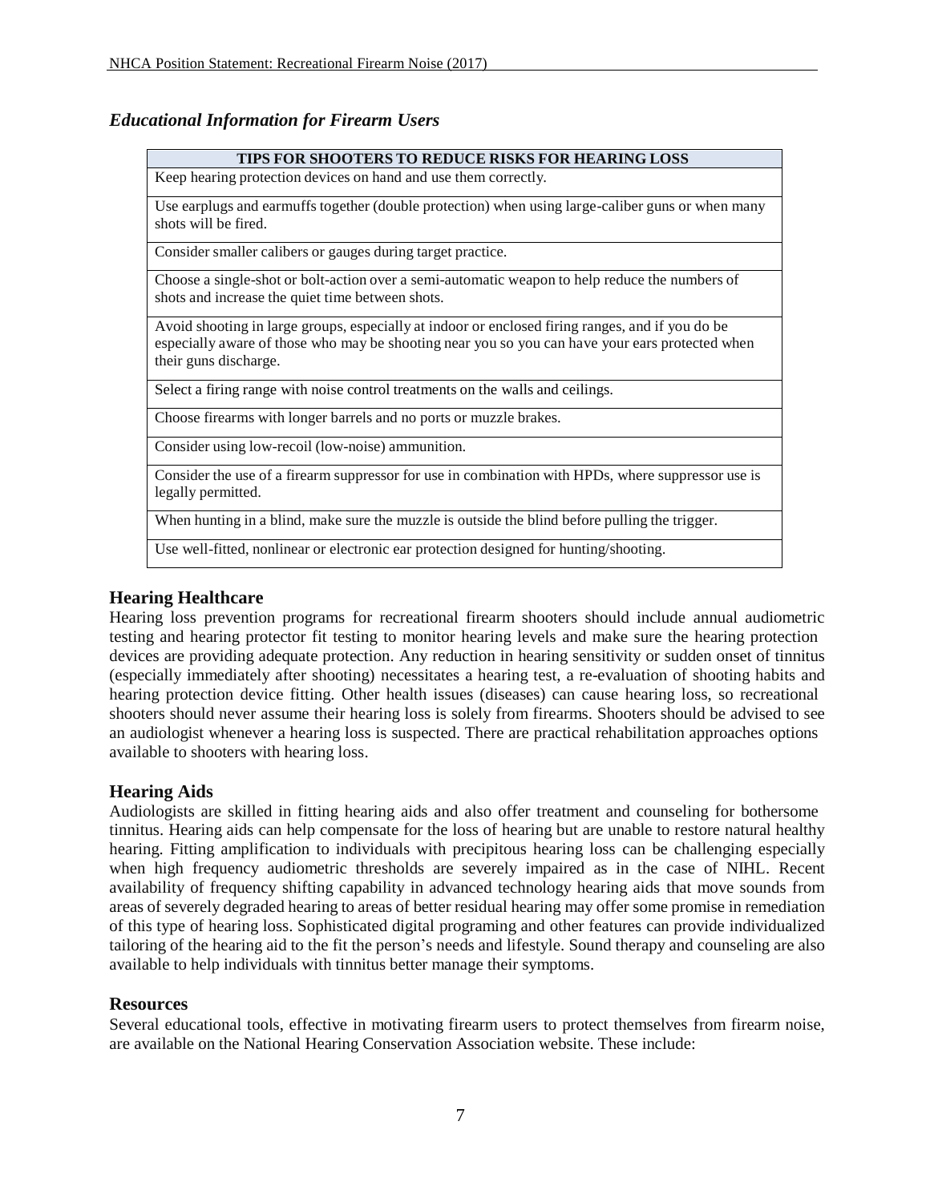### *Educational Information for Firearm Users*

| TIPS FOR SHOOTERS TO REDUCE RISKS FOR HEARING LOSS |
| --- |
| Keep hearing protection devices on hand and use them correctly. |
| Use earplugs and earmuffs together (double protection) when using large-caliber guns or when many shots will be fired. |
| Consider smaller calibers or gauges during target practice. |
| Choose a single-shot or bolt-action over a semi-automatic weapon to help reduce the numbers of shots and increase the quiet time between shots. |
| Avoid shooting in large groups, especially at indoor or enclosed firing ranges, and if you do be especially aware of those who may be shooting near you so you can have your ears protected when their guns discharge. |
| Select a firing range with noise control treatments on the walls and ceilings. |
| Choose firearms with longer barrels and no ports or muzzle brakes. |
| Consider using low-recoil (low-noise) ammunition. |
| Consider the use of a firearm suppressor for use in combination with HPDs, where suppressor use is legally permitted. |
| When hunting in a blind, make sure the muzzle is outside the blind before pulling the trigger. |
| Use well-fitted, nonlinear or electronic ear protection designed for hunting/shooting. |

## Hearing Healthcare

Hearing loss prevention programs for recreational firearm shooters should include annual audiometric testing and hearing protector fit testing to monitor hearing levels and make sure the hearing protection devices are providing adequate protection. Any reduction in hearing sensitivity or sudden onset of tinnitus (especially immediately after shooting) necessitates a hearing test, a re-evaluation of shooting habits and hearing protection device fitting. Other health issues (diseases) can cause hearing loss, so recreational shooters should never assume their hearing loss is solely from firearms. Shooters should be advised to see an audiologist whenever a hearing loss is suspected. There are practical rehabilitation approaches options available to shooters with hearing loss.

## Hearing Aids

Audiologists are skilled in fitting hearing aids and also offer treatment and counseling for bothersome tinnitus. Hearing aids can help compensate for the loss of hearing but are unable to restore natural healthy hearing. Fitting amplification to individuals with precipitous hearing loss can be challenging especially when high frequency audiometric thresholds are severely impaired as in the case of NIHL. Recent availability of frequency shifting capability in advanced technology hearing aids that move sounds from areas of severely degraded hearing to areas of better residual hearing may offer some promise in remediation of this type of hearing loss. Sophisticated digital programing and other features can provide individualized tailoring of the hearing aid to the fit the person's needs and lifestyle. Sound therapy and counseling are also available to help individuals with tinnitus better manage their symptoms.

## Resources

Several educational tools, effective in motivating firearm users to protect themselves from firearm noise, are available on the National Hearing Conservation Association website. These include: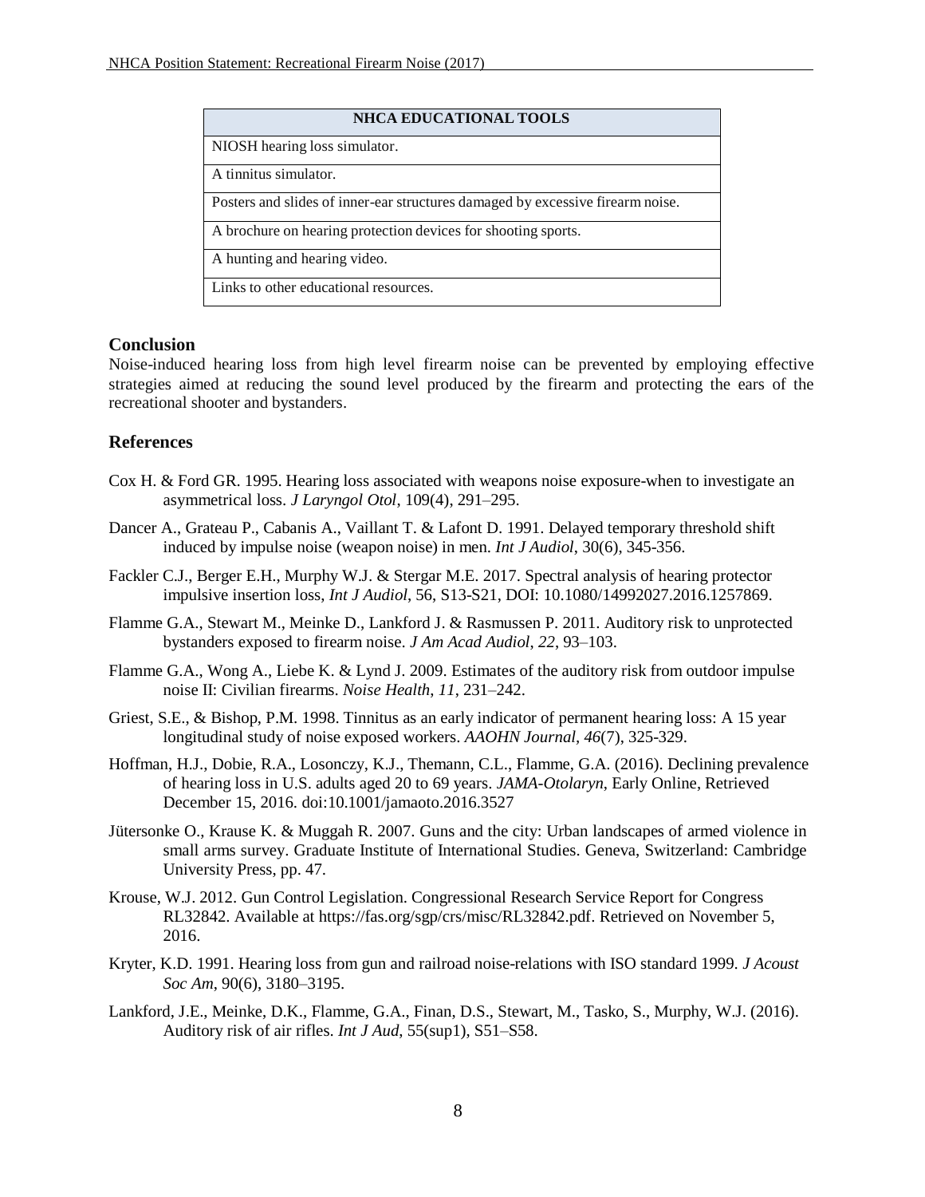| NHCA EDUCATIONAL TOOLS |
| --- |
| NIOSH hearing loss simulator. |
| A tinnitus simulator. |
| Posters and slides of inner-ear structures damaged by excessive firearm noise. |
| A brochure on hearing protection devices for shooting sports. |
| A hunting and hearing video. |
| Links to other educational resources. |

## Conclusion

Noise-induced hearing loss from high level firearm noise can be prevented by employing effective strategies aimed at reducing the sound level produced by the firearm and protecting the ears of the recreational shooter and bystanders.

## References

Cox H. & Ford GR. 1995. Hearing loss associated with weapons noise exposure-when to investigate an asymmetrical loss. *J Laryngol Otol*, 109(4), 291–295.

Dancer A., Grateau P., Cabanis A., Vaillant T. & Lafont D. 1991. Delayed temporary threshold shift induced by impulse noise (weapon noise) in men. *Int J Audiol*, 30(6), 345-356.

Fackler C.J., Berger E.H., Murphy W.J. & Stergar M.E. 2017. Spectral analysis of hearing protector impulsive insertion loss, *Int J Audiol*, 56, S13-S21, DOI: 10.1080/14992027.2016.1257869.

Flamme G.A., Stewart M., Meinke D., Lankford J. & Rasmussen P. 2011. Auditory risk to unprotected bystanders exposed to firearm noise. *J Am Acad Audiol, 22*, 93–103.

Flamme G.A., Wong A., Liebe K. & Lynd J. 2009. Estimates of the auditory risk from outdoor impulse noise II: Civilian firearms. *Noise Health*, *11*, 231–242.

Griest, S.E., & Bishop, P.M. 1998. Tinnitus as an early indicator of permanent hearing loss: A 15 year longitudinal study of noise exposed workers. *AAOHN Journal*, *46*(7), 325-329.

Hoffman, H.J., Dobie, R.A., Losonczy, K.J., Themann, C.L., Flamme, G.A. (2016). Declining prevalence of hearing loss in U.S. adults aged 20 to 69 years. *JAMA-Otolaryn*, Early Online, Retrieved December 15, 2016. doi:10.1001/jamaoto.2016.3527

Jütersonke O., Krause K. & Muggah R. 2007. Guns and the city: Urban landscapes of armed violence in small arms survey. Graduate Institute of International Studies. Geneva, Switzerland: Cambridge University Press, pp. 47.

Krouse, W.J. 2012. Gun Control Legislation. Congressional Research Service Report for Congress RL32842. Available at https://fas.org/sgp/crs/misc/RL32842.pdf. Retrieved on November 5, 2016.

Kryter, K.D. 1991. Hearing loss from gun and railroad noise-relations with ISO standard 1999. *J Acoust Soc Am*, 90(6), 3180–3195.

Lankford, J.E., Meinke, D.K., Flamme, G.A., Finan, D.S., Stewart, M., Tasko, S., Murphy, W.J. (2016). Auditory risk of air rifles. *Int J Aud*, 55(sup1), S51–S58.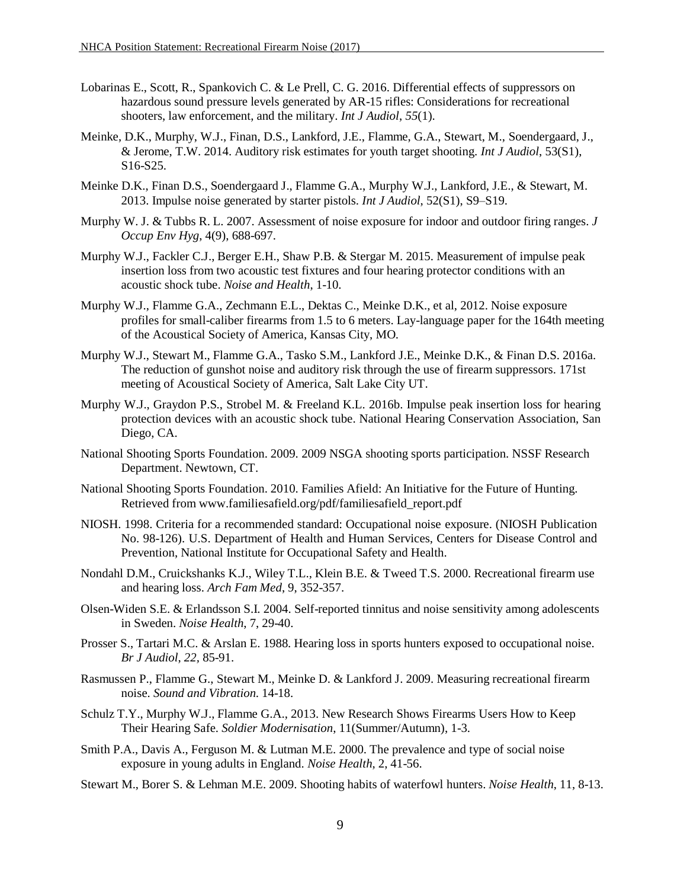Lobarinas E., Scott, R., Spankovich C. & Le Prell, C. G. 2016. Differential effects of suppressors on hazardous sound pressure levels generated by AR-15 rifles: Considerations for recreational shooters, law enforcement, and the military. *Int J Audiol*, *55*(1).

Meinke, D.K., Murphy, W.J., Finan, D.S., Lankford, J.E., Flamme, G.A., Stewart, M., Soendergaard, J., & Jerome, T.W. 2014. Auditory risk estimates for youth target shooting. *Int J Audiol*, 53(S1), S16-S25.

Meinke D.K., Finan D.S., Soendergaard J., Flamme G.A., Murphy W.J., Lankford, J.E., & Stewart, M. 2013. Impulse noise generated by starter pistols. *Int J Audiol*, 52(S1), S9–S19.

Murphy W. J. & Tubbs R. L. 2007. Assessment of noise exposure for indoor and outdoor firing ranges. *J Occup Env Hyg*, 4(9), 688-697.

Murphy W.J., Fackler C.J., Berger E.H., Shaw P.B. & Stergar M. 2015. Measurement of impulse peak insertion loss from two acoustic test fixtures and four hearing protector conditions with an acoustic shock tube. *Noise and Health*, 1-10.

Murphy W.J., Flamme G.A., Zechmann E.L., Dektas C., Meinke D.K., et al, 2012. Noise exposure profiles for small-caliber firearms from 1.5 to 6 meters. Lay-language paper for the 164th meeting of the Acoustical Society of America, Kansas City, MO.

Murphy W.J., Stewart M., Flamme G.A., Tasko S.M., Lankford J.E., Meinke D.K., & Finan D.S. 2016a. The reduction of gunshot noise and auditory risk through the use of firearm suppressors. 171st meeting of Acoustical Society of America, Salt Lake City UT.

Murphy W.J., Graydon P.S., Strobel M. & Freeland K.L. 2016b. Impulse peak insertion loss for hearing protection devices with an acoustic shock tube. National Hearing Conservation Association, San Diego, CA.

National Shooting Sports Foundation. 2009. 2009 NSGA shooting sports participation. NSSF Research Department. Newtown, CT.

National Shooting Sports Foundation. 2010. Families Afield: An Initiative for the Future of Hunting. Retrieved from www.familiesafield.org/pdf/familiesafield_report.pdf

NIOSH. 1998. Criteria for a recommended standard: Occupational noise exposure. (NIOSH Publication No. 98-126). U.S. Department of Health and Human Services, Centers for Disease Control and Prevention, National Institute for Occupational Safety and Health.

Nondahl D.M., Cruickshanks K.J., Wiley T.L., Klein B.E. & Tweed T.S. 2000. Recreational firearm use and hearing loss. *Arch Fam Med*, 9, 352-357.

Olsen-Widen S.E. & Erlandsson S.I. 2004. Self-reported tinnitus and noise sensitivity among adolescents in Sweden. *Noise Health*, 7, 29-40.

Prosser S., Tartari M.C. & Arslan E. 1988. Hearing loss in sports hunters exposed to occupational noise. *Br J Audiol*, *22*, 85-91.

Rasmussen P., Flamme G., Stewart M., Meinke D. & Lankford J. 2009. Measuring recreational firearm noise. *Sound and Vibration.* 14-18.

Schulz T.Y., Murphy W.J., Flamme G.A., 2013. New Research Shows Firearms Users How to Keep Their Hearing Safe. *Soldier Modernisation*, 11(Summer/Autumn), 1-3.

Smith P.A., Davis A., Ferguson M. & Lutman M.E. 2000. The prevalence and type of social noise exposure in young adults in England. *Noise Health*, 2, 41-56.

Stewart M., Borer S. & Lehman M.E. 2009. Shooting habits of waterfowl hunters. *Noise Health*, 11, 8-13.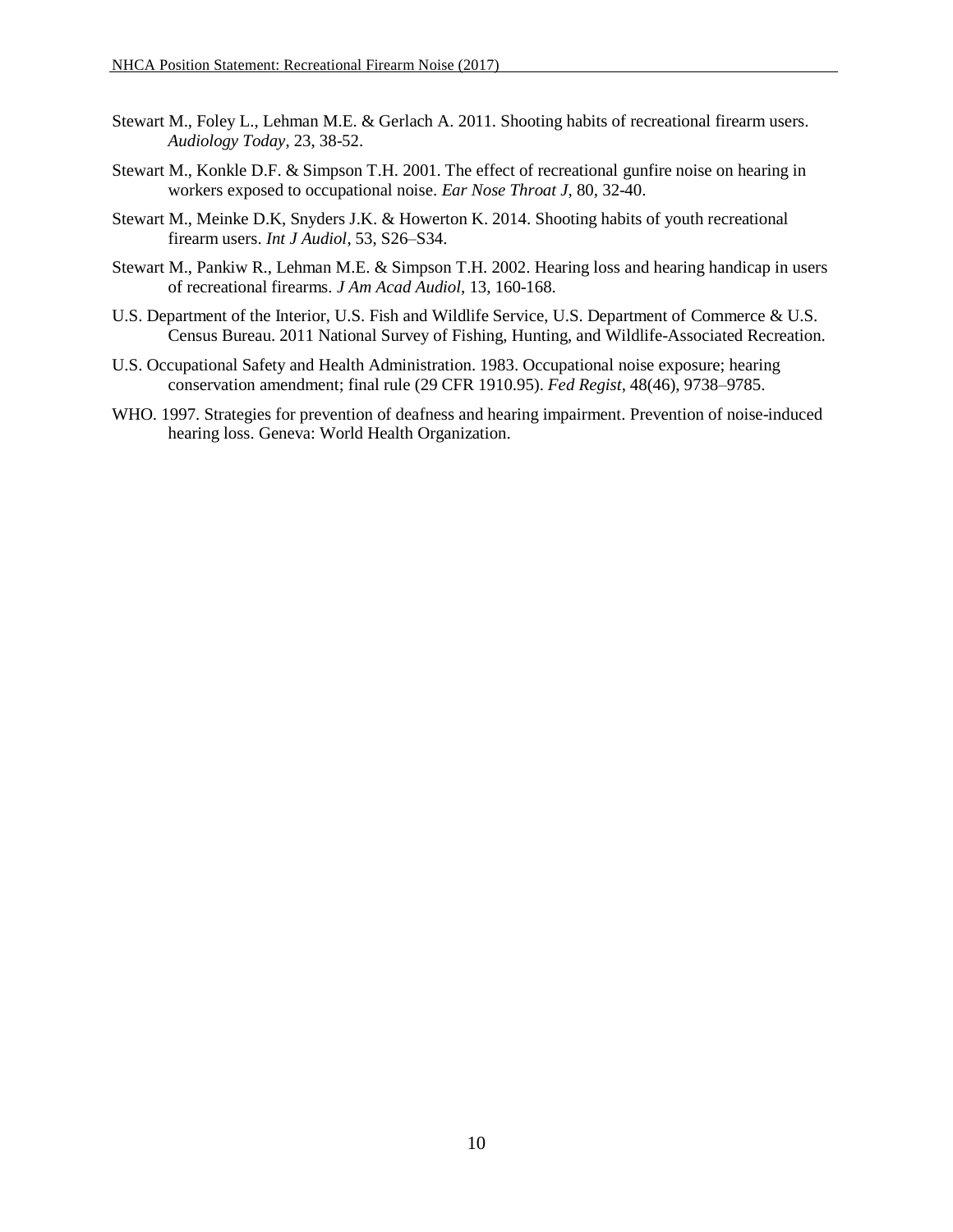Stewart M., Foley L., Lehman M.E. & Gerlach A. 2011. Shooting habits of recreational firearm users. *Audiology Today*, 23, 38-52.

Stewart M., Konkle D.F. & Simpson T.H. 2001. The effect of recreational gunfire noise on hearing in workers exposed to occupational noise. *Ear Nose Throat J*, 80, 32-40.

Stewart M., Meinke D.K, Snyders J.K. & Howerton K. 2014. Shooting habits of youth recreational firearm users. *Int J Audiol*, 53, S26–S34.

Stewart M., Pankiw R., Lehman M.E. & Simpson T.H. 2002. Hearing loss and hearing handicap in users of recreational firearms. *J Am Acad Audiol*, 13, 160-168.

U.S. Department of the Interior, U.S. Fish and Wildlife Service, U.S. Department of Commerce & U.S. Census Bureau. 2011 National Survey of Fishing, Hunting, and Wildlife-Associated Recreation.

U.S. Occupational Safety and Health Administration. 1983. Occupational noise exposure; hearing conservation amendment; final rule (29 CFR 1910.95). *Fed Regist*, 48(46), 9738–9785.

WHO. 1997. Strategies for prevention of deafness and hearing impairment. Prevention of noise-induced hearing loss. Geneva: World Health Organization.